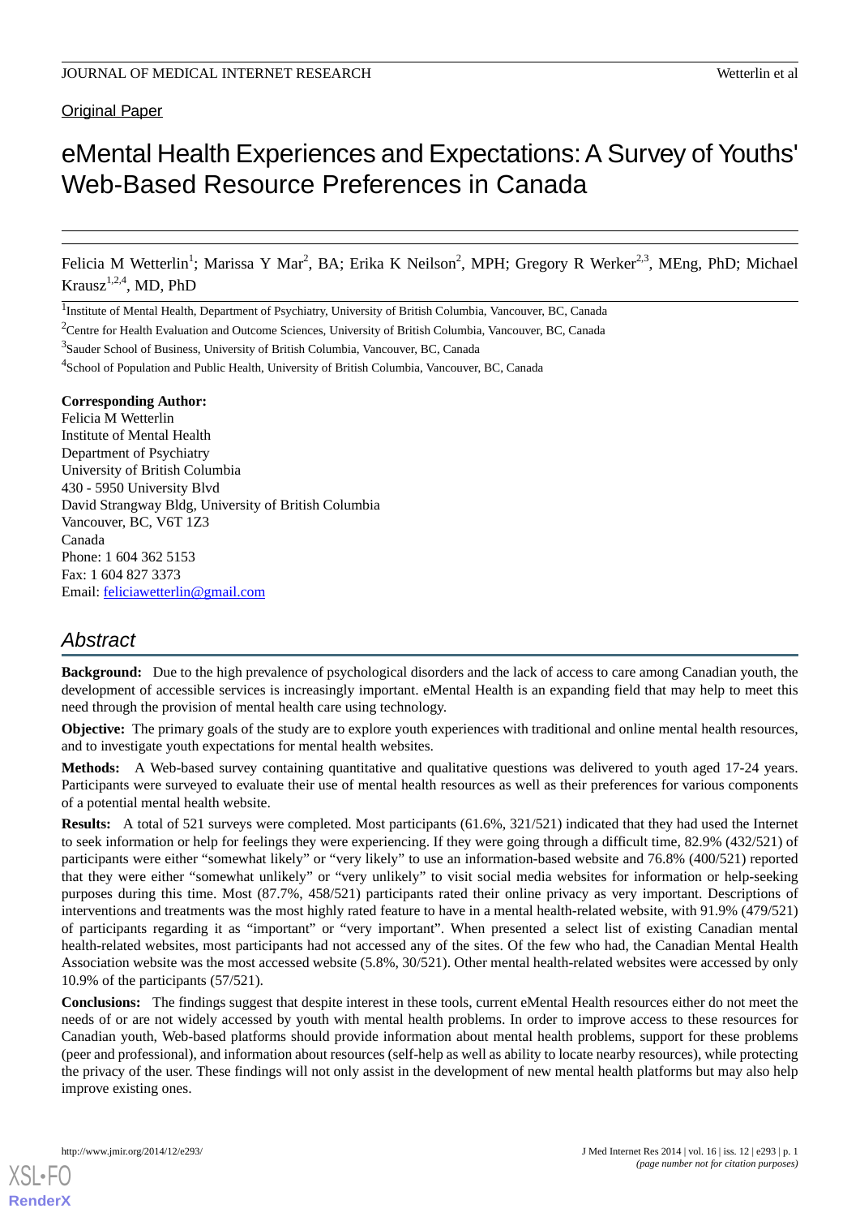Original Paper

# eMental Health Experiences and Expectations: A Survey of Youths' Web-Based Resource Preferences in Canada

Felicia M Wetterlin[1]; Marissa Y Mar[2], BA; Erika K Neilson[2], MPH; Gregory R Werker[2,3], MEng, PhD; Michael Krausz[1,2,4], MD, PhD

[1]Institute of Mental Health, Department of Psychiatry, University of British Columbia, Vancouver, BC, Canada

[2]Centre for Health Evaluation and Outcome Sciences, University of British Columbia, Vancouver, BC, Canada

[3]Sauder School of Business, University of British Columbia, Vancouver, BC, Canada

[4]School of Population and Public Health, University of British Columbia, Vancouver, BC, Canada

**Corresponding Author:**
Felicia M Wetterlin
Institute of Mental Health
Department of Psychiatry
University of British Columbia
430 - 5950 University Blvd
David Strangway Bldg, University of British Columbia
Vancouver, BC, V6T 1Z3
Canada
Phone: 1 604 362 5153
Fax: 1 604 827 3373
Email: feliciawetterlin@gmail.com

## Abstract

**Background:** Due to the high prevalence of psychological disorders and the lack of access to care among Canadian youth, the development of accessible services is increasingly important. eMental Health is an expanding field that may help to meet this need through the provision of mental health care using technology.

**Objective:** The primary goals of the study are to explore youth experiences with traditional and online mental health resources, and to investigate youth expectations for mental health websites.

**Methods:** A Web-based survey containing quantitative and qualitative questions was delivered to youth aged 17-24 years. Participants were surveyed to evaluate their use of mental health resources as well as their preferences for various components of a potential mental health website.

**Results:** A total of 521 surveys were completed. Most participants (61.6%, 321/521) indicated that they had used the Internet to seek information or help for feelings they were experiencing. If they were going through a difficult time, 82.9% (432/521) of participants were either "somewhat likely" or "very likely" to use an information-based website and 76.8% (400/521) reported that they were either "somewhat unlikely" or "very unlikely" to visit social media websites for information or help-seeking purposes during this time. Most (87.7%, 458/521) participants rated their online privacy as very important. Descriptions of interventions and treatments was the most highly rated feature to have in a mental health-related website, with 91.9% (479/521) of participants regarding it as "important" or "very important". When presented a select list of existing Canadian mental health-related websites, most participants had not accessed any of the sites. Of the few who had, the Canadian Mental Health Association website was the most accessed website (5.8%, 30/521). Other mental health-related websites were accessed by only 10.9% of the participants (57/521).

**Conclusions:** The findings suggest that despite interest in these tools, current eMental Health resources either do not meet the needs of or are not widely accessed by youth with mental health problems. In order to improve access to these resources for Canadian youth, Web-based platforms should provide information about mental health problems, support for these problems (peer and professional), and information about resources (self-help as well as ability to locate nearby resources), while protecting the privacy of the user. These findings will not only assist in the development of new mental health platforms but may also help improve existing ones.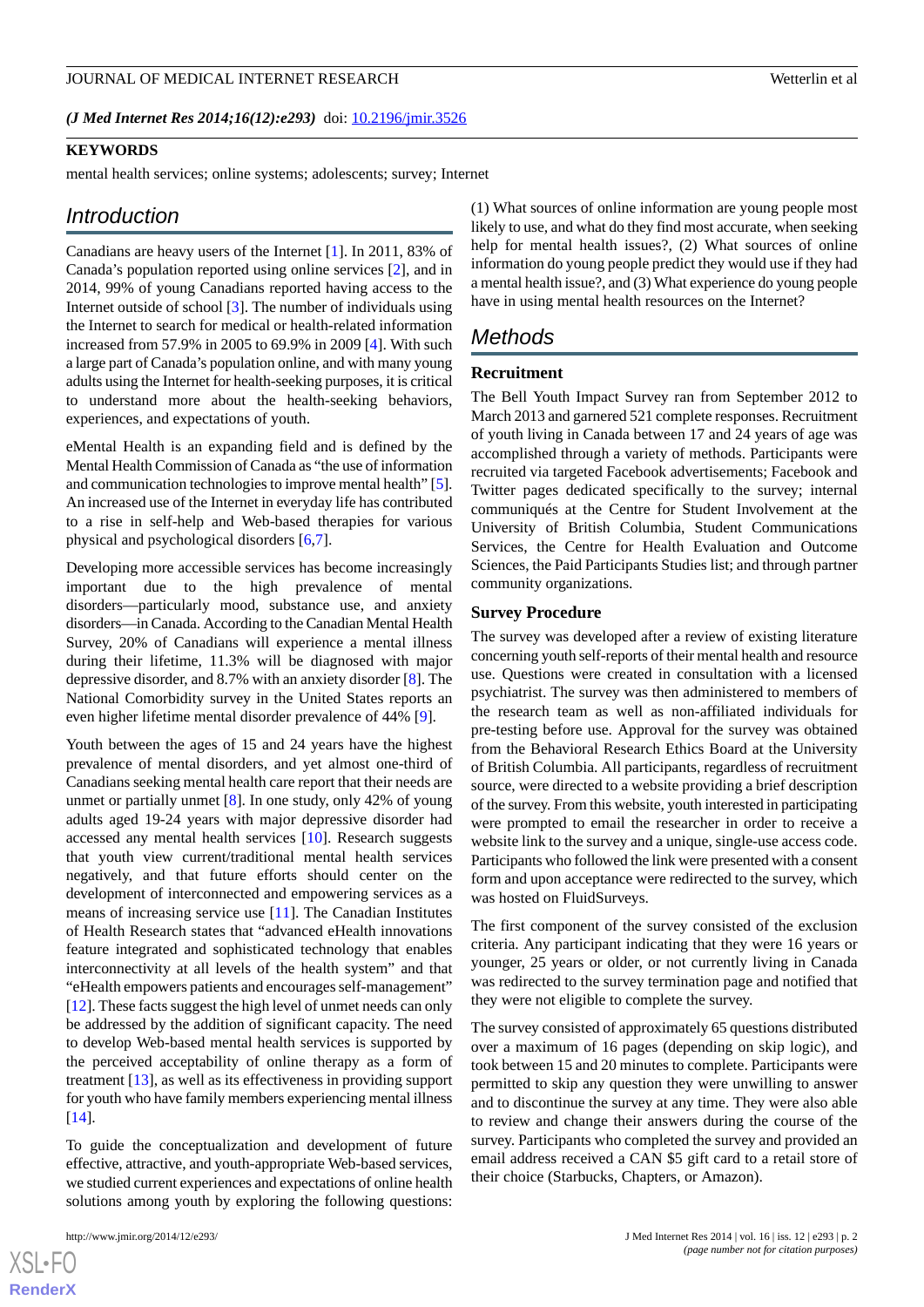(*J Med Internet Res 2014;16(12):e293*) doi: 10.2196/jmir.3526

### KEYWORDS

mental health services; online systems; adolescents; survey; Internet

## Introduction

Canadians are heavy users of the Internet [1]. In 2011, 83% of Canada's population reported using online services [2], and in 2014, 99% of young Canadians reported having access to the Internet outside of school [3]. The number of individuals using the Internet to search for medical or health-related information increased from 57.9% in 2005 to 69.9% in 2009 [4]. With such a large part of Canada's population online, and with many young adults using the Internet for health-seeking purposes, it is critical to understand more about the health-seeking behaviors, experiences, and expectations of youth.

eMental Health is an expanding field and is defined by the Mental Health Commission of Canada as "the use of information and communication technologies to improve mental health" [5]. An increased use of the Internet in everyday life has contributed to a rise in self-help and Web-based therapies for various physical and psychological disorders [6,7].

Developing more accessible services has become increasingly important due to the high prevalence of mental disorders—particularly mood, substance use, and anxiety disorders—in Canada. According to the Canadian Mental Health Survey, 20% of Canadians will experience a mental illness during their lifetime, 11.3% will be diagnosed with major depressive disorder, and 8.7% with an anxiety disorder [8]. The National Comorbidity survey in the United States reports an even higher lifetime mental disorder prevalence of 44% [9].

Youth between the ages of 15 and 24 years have the highest prevalence of mental disorders, and yet almost one-third of Canadians seeking mental health care report that their needs are unmet or partially unmet [8]. In one study, only 42% of young adults aged 19-24 years with major depressive disorder had accessed any mental health services [10]. Research suggests that youth view current/traditional mental health services negatively, and that future efforts should center on the development of interconnected and empowering services as a means of increasing service use [11]. The Canadian Institutes of Health Research states that "advanced eHealth innovations feature integrated and sophisticated technology that enables interconnectivity at all levels of the health system" and that "eHealth empowers patients and encourages self-management" [12]. These facts suggest the high level of unmet needs can only be addressed by the addition of significant capacity. The need to develop Web-based mental health services is supported by the perceived acceptability of online therapy as a form of treatment [13], as well as its effectiveness in providing support for youth who have family members experiencing mental illness [14].

To guide the conceptualization and development of future effective, attractive, and youth-appropriate Web-based services, we studied current experiences and expectations of online health solutions among youth by exploring the following questions: (1) What sources of online information are young people most likely to use, and what do they find most accurate, when seeking help for mental health issues?, (2) What sources of online information do young people predict they would use if they had a mental health issue?, and (3) What experience do young people have in using mental health resources on the Internet?

## Methods

### Recruitment

The Bell Youth Impact Survey ran from September 2012 to March 2013 and garnered 521 complete responses. Recruitment of youth living in Canada between 17 and 24 years of age was accomplished through a variety of methods. Participants were recruited via targeted Facebook advertisements; Facebook and Twitter pages dedicated specifically to the survey; internal communiqués at the Centre for Student Involvement at the University of British Columbia, Student Communications Services, the Centre for Health Evaluation and Outcome Sciences, the Paid Participants Studies list; and through partner community organizations.

### Survey Procedure

The survey was developed after a review of existing literature concerning youth self-reports of their mental health and resource use. Questions were created in consultation with a licensed psychiatrist. The survey was then administered to members of the research team as well as non-affiliated individuals for pre-testing before use. Approval for the survey was obtained from the Behavioral Research Ethics Board at the University of British Columbia. All participants, regardless of recruitment source, were directed to a website providing a brief description of the survey. From this website, youth interested in participating were prompted to email the researcher in order to receive a website link to the survey and a unique, single-use access code. Participants who followed the link were presented with a consent form and upon acceptance were redirected to the survey, which was hosted on FluidSurveys.

The first component of the survey consisted of the exclusion criteria. Any participant indicating that they were 16 years or younger, 25 years or older, or not currently living in Canada was redirected to the survey termination page and notified that they were not eligible to complete the survey.

The survey consisted of approximately 65 questions distributed over a maximum of 16 pages (depending on skip logic), and took between 15 and 20 minutes to complete. Participants were permitted to skip any question they were unwilling to answer and to discontinue the survey at any time. They were also able to review and change their answers during the course of the survey. Participants who completed the survey and provided an email address received a CAN $5 gift card to a retail store of their choice (Starbucks, Chapters, or Amazon).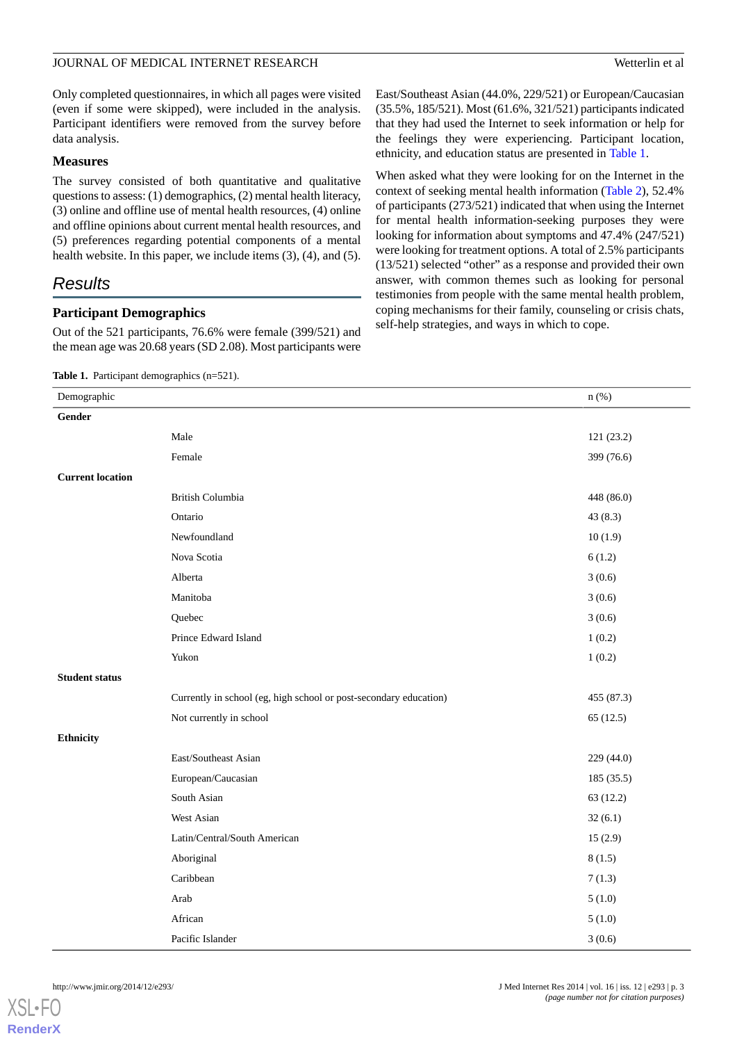Only completed questionnaires, in which all pages were visited (even if some were skipped), were included in the analysis. Participant identifiers were removed from the survey before data analysis.

### Measures

The survey consisted of both quantitative and qualitative questions to assess: (1) demographics, (2) mental health literacy, (3) online and offline use of mental health resources, (4) online and offline opinions about current mental health resources, and (5) preferences regarding potential components of a mental health website. In this paper, we include items (3), (4), and (5).

## Results

### Participant Demographics

Out of the 521 participants, 76.6% were female (399/521) and the mean age was 20.68 years (SD 2.08). Most participants were East/Southeast Asian (44.0%, 229/521) or European/Caucasian (35.5%, 185/521). Most (61.6%, 321/521) participants indicated that they had used the Internet to seek information or help for the feelings they were experiencing. Participant location, ethnicity, and education status are presented in Table 1.

When asked what they were looking for on the Internet in the context of seeking mental health information (Table 2), 52.4% of participants (273/521) indicated that when using the Internet for mental health information-seeking purposes they were looking for information about symptoms and 47.4% (247/521) were looking for treatment options. A total of 2.5% participants (13/521) selected "other" as a response and provided their own answer, with common themes such as looking for personal testimonies from people with the same mental health problem, coping mechanisms for their family, counseling or crisis chats, self-help strategies, and ways in which to cope.

**Table 1.** Participant demographics (n=521).

| Demographic | | n (%) |
|---|---|---|
| **Gender** | | |
| | Male | 121 (23.2) |
| | Female | 399 (76.6) |
| **Current location** | | |
| | British Columbia | 448 (86.0) |
| | Ontario | 43 (8.3) |
| | Newfoundland | 10 (1.9) |
| | Nova Scotia | 6 (1.2) |
| | Alberta | 3 (0.6) |
| | Manitoba | 3 (0.6) |
| | Quebec | 3 (0.6) |
| | Prince Edward Island | 1 (0.2) |
| | Yukon | 1 (0.2) |
| **Student status** | | |
| | Currently in school (eg, high school or post-secondary education) | 455 (87.3) |
| | Not currently in school | 65 (12.5) |
| **Ethnicity** | | |
| | East/Southeast Asian | 229 (44.0) |
| | European/Caucasian | 185 (35.5) |
| | South Asian | 63 (12.2) |
| | West Asian | 32 (6.1) |
| | Latin/Central/South American | 15 (2.9) |
| | Aboriginal | 8 (1.5) |
| | Caribbean | 7 (1.3) |
| | Arab | 5 (1.0) |
| | African | 5 (1.0) |
| | Pacific Islander | 3 (0.6) |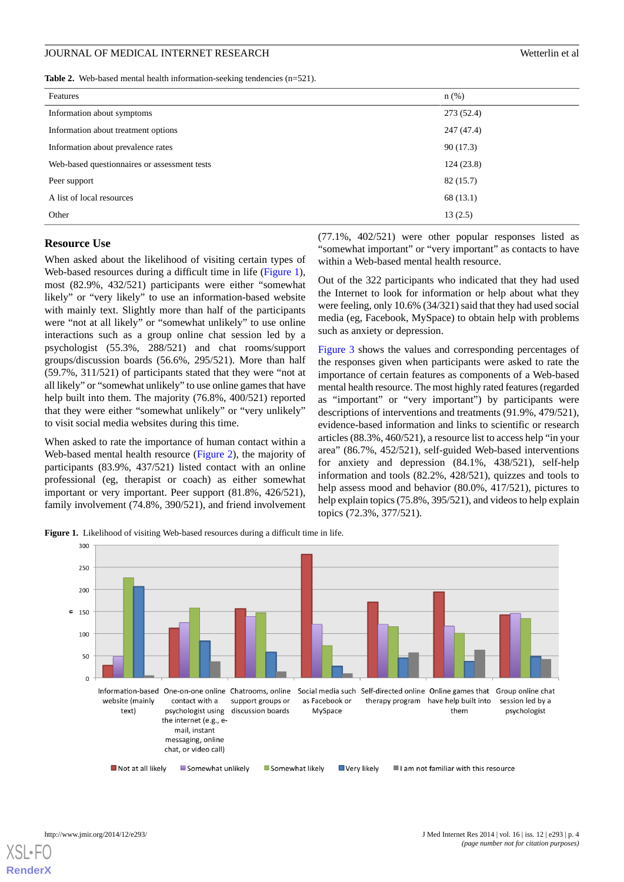**Table 2.** Web-based mental health information-seeking tendencies (n=521).

| Features | n (%) |
| --- | --- |
| Information about symptoms | 273 (52.4) |
| Information about treatment options | 247 (47.4) |
| Information about prevalence rates | 90 (17.3) |
| Web-based questionnaires or assessment tests | 124 (23.8) |
| Peer support | 82 (15.7) |
| A list of local resources | 68 (13.1) |
| Other | 13 (2.5) |

## Resource Use

When asked about the likelihood of visiting certain types of Web-based resources during a difficult time in life (Figure 1), most (82.9%, 432/521) participants were either "somewhat likely" or "very likely" to use an information-based website with mainly text. Slightly more than half of the participants were "not at all likely" or "somewhat unlikely" to use online interactions such as a group online chat session led by a psychologist (55.3%, 288/521) and chat rooms/support groups/discussion boards (56.6%, 295/521). More than half (59.7%, 311/521) of participants stated that they were "not at all likely" or "somewhat unlikely" to use online games that have help built into them. The majority (76.8%, 400/521) reported that they were either "somewhat unlikely" or "very unlikely" to visit social media websites during this time.

When asked to rate the importance of human contact within a Web-based mental health resource (Figure 2), the majority of participants (83.9%, 437/521) listed contact with an online professional (eg, therapist or coach) as either somewhat important or very important. Peer support (81.8%, 426/521), family involvement (74.8%, 390/521), and friend involvement (77.1%, 402/521) were other popular responses listed as "somewhat important" or "very important" as contacts to have within a Web-based mental health resource.

Out of the 322 participants who indicated that they had used the Internet to look for information or help about what they were feeling, only 10.6% (34/321) said that they had used social media (eg, Facebook, MySpace) to obtain help with problems such as anxiety or depression.

Figure 3 shows the values and corresponding percentages of the responses given when participants were asked to rate the importance of certain features as components of a Web-based mental health resource. The most highly rated features (regarded as "important" or "very important") by participants were descriptions of interventions and treatments (91.9%, 479/521), evidence-based information and links to scientific or research articles (88.3%, 460/521), a resource list to access help "in your area" (86.7%, 452/521), self-guided Web-based interventions for anxiety and depression (84.1%, 438/521), self-help information and tools (82.2%, 428/521), quizzes and tools to help assess mood and behavior (80.0%, 417/521), pictures to help explain topics (75.8%, 395/521), and videos to help explain topics (72.3%, 377/521).

**Figure 1.** Likelihood of visiting Web-based resources during a difficult time in life.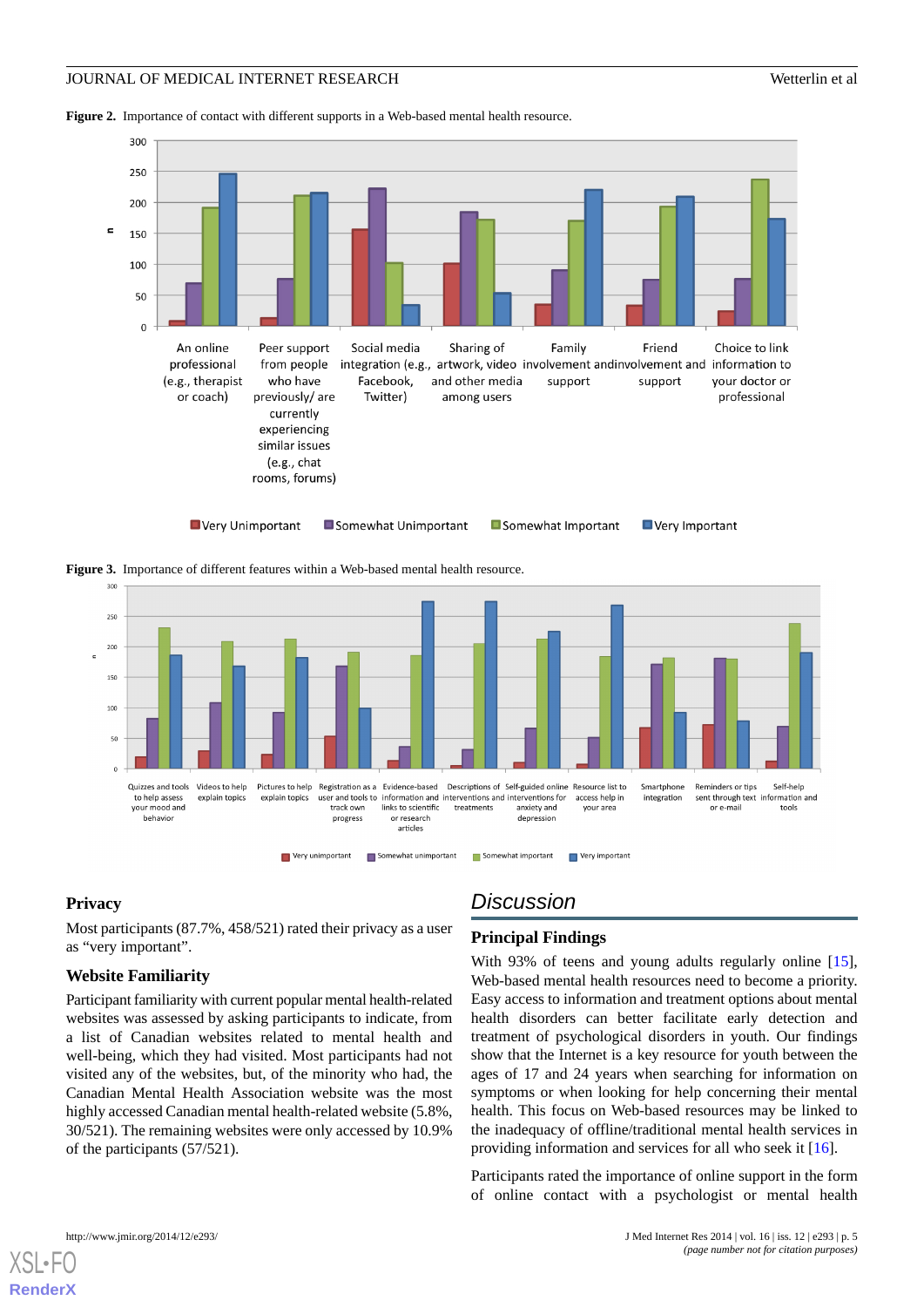**Figure 2.** Importance of contact with different supports in a Web-based mental health resource.

**Figure 3.** Importance of different features within a Web-based mental health resource.

### Privacy

Most participants (87.7%, 458/521) rated their privacy as a user as "very important".

### Website Familiarity

Participant familiarity with current popular mental health-related websites was assessed by asking participants to indicate, from a list of Canadian websites related to mental health and well-being, which they had visited. Most participants had not visited any of the websites, but, of the minority who had, the Canadian Mental Health Association website was the most highly accessed Canadian mental health-related website (5.8%, 30/521). The remaining websites were only accessed by 10.9% of the participants (57/521).

## Discussion

### Principal Findings

With 93% of teens and young adults regularly online [15], Web-based mental health resources need to become a priority. Easy access to information and treatment options about mental health disorders can better facilitate early detection and treatment of psychological disorders in youth. Our findings show that the Internet is a key resource for youth between the ages of 17 and 24 years when searching for information on symptoms or when looking for help concerning their mental health. This focus on Web-based resources may be linked to the inadequacy of offline/traditional mental health services in providing information and services for all who seek it [16].

Participants rated the importance of online support in the form of online contact with a psychologist or mental health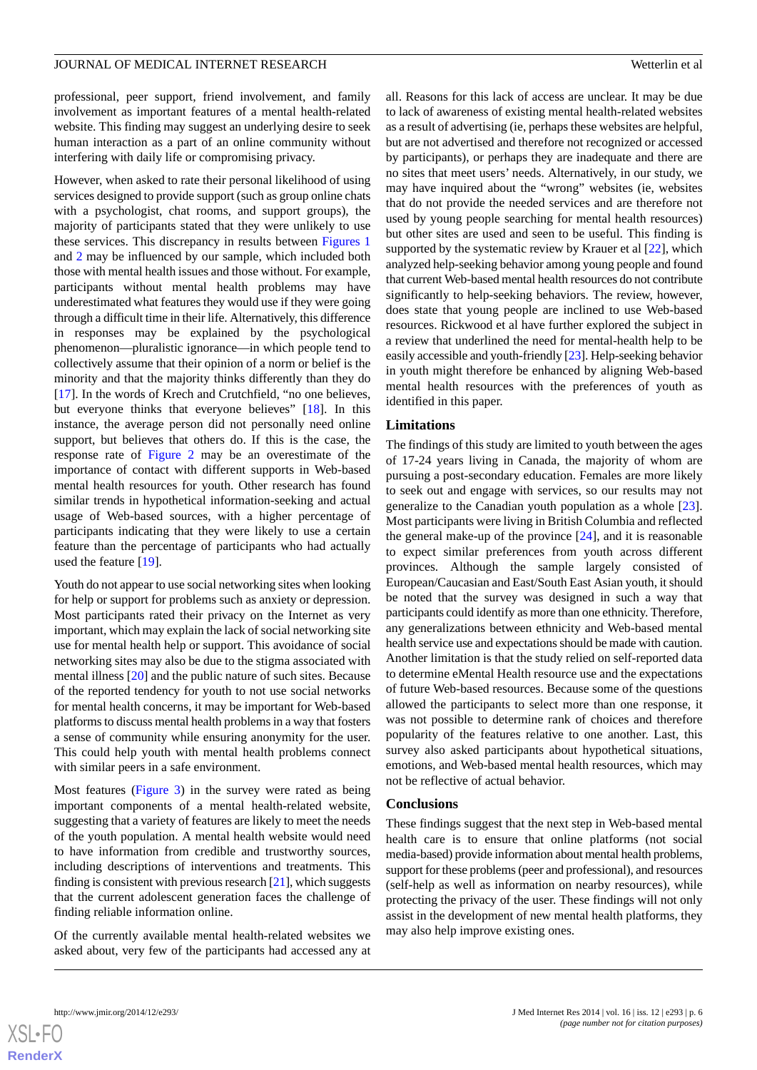professional, peer support, friend involvement, and family involvement as important features of a mental health-related website. This finding may suggest an underlying desire to seek human interaction as a part of an online community without interfering with daily life or compromising privacy.

However, when asked to rate their personal likelihood of using services designed to provide support (such as group online chats with a psychologist, chat rooms, and support groups), the majority of participants stated that they were unlikely to use these services. This discrepancy in results between Figures 1 and 2 may be influenced by our sample, which included both those with mental health issues and those without. For example, participants without mental health problems may have underestimated what features they would use if they were going through a difficult time in their life. Alternatively, this difference in responses may be explained by the psychological phenomenon—pluralistic ignorance—in which people tend to collectively assume that their opinion of a norm or belief is the minority and that the majority thinks differently than they do [17]. In the words of Krech and Crutchfield, "no one believes, but everyone thinks that everyone believes" [18]. In this instance, the average person did not personally need online support, but believes that others do. If this is the case, the response rate of Figure 2 may be an overestimate of the importance of contact with different supports in Web-based mental health resources for youth. Other research has found similar trends in hypothetical information-seeking and actual usage of Web-based sources, with a higher percentage of participants indicating that they were likely to use a certain feature than the percentage of participants who had actually used the feature [19].

Youth do not appear to use social networking sites when looking for help or support for problems such as anxiety or depression. Most participants rated their privacy on the Internet as very important, which may explain the lack of social networking site use for mental health help or support. This avoidance of social networking sites may also be due to the stigma associated with mental illness [20] and the public nature of such sites. Because of the reported tendency for youth to not use social networks for mental health concerns, it may be important for Web-based platforms to discuss mental health problems in a way that fosters a sense of community while ensuring anonymity for the user. This could help youth with mental health problems connect with similar peers in a safe environment.

Most features (Figure 3) in the survey were rated as being important components of a mental health-related website, suggesting that a variety of features are likely to meet the needs of the youth population. A mental health website would need to have information from credible and trustworthy sources, including descriptions of interventions and treatments. This finding is consistent with previous research [21], which suggests that the current adolescent generation faces the challenge of finding reliable information online.

Of the currently available mental health-related websites we asked about, very few of the participants had accessed any at all. Reasons for this lack of access are unclear. It may be due to lack of awareness of existing mental health-related websites as a result of advertising (ie, perhaps these websites are helpful, but are not advertised and therefore not recognized or accessed by participants), or perhaps they are inadequate and there are no sites that meet users' needs. Alternatively, in our study, we may have inquired about the "wrong" websites (ie, websites that do not provide the needed services and are therefore not used by young people searching for mental health resources) but other sites are used and seen to be useful. This finding is supported by the systematic review by Krauer et al [22], which analyzed help-seeking behavior among young people and found that current Web-based mental health resources do not contribute significantly to help-seeking behaviors. The review, however, does state that young people are inclined to use Web-based resources. Rickwood et al have further explored the subject in a review that underlined the need for mental-health help to be easily accessible and youth-friendly [23]. Help-seeking behavior in youth might therefore be enhanced by aligning Web-based mental health resources with the preferences of youth as identified in this paper.

## Limitations

The findings of this study are limited to youth between the ages of 17-24 years living in Canada, the majority of whom are pursuing a post-secondary education. Females are more likely to seek out and engage with services, so our results may not generalize to the Canadian youth population as a whole [23]. Most participants were living in British Columbia and reflected the general make-up of the province [24], and it is reasonable to expect similar preferences from youth across different provinces. Although the sample largely consisted of European/Caucasian and East/South East Asian youth, it should be noted that the survey was designed in such a way that participants could identify as more than one ethnicity. Therefore, any generalizations between ethnicity and Web-based mental health service use and expectations should be made with caution. Another limitation is that the study relied on self-reported data to determine eMental Health resource use and the expectations of future Web-based resources. Because some of the questions allowed the participants to select more than one response, it was not possible to determine rank of choices and therefore popularity of the features relative to one another. Last, this survey also asked participants about hypothetical situations, emotions, and Web-based mental health resources, which may not be reflective of actual behavior.

## Conclusions

These findings suggest that the next step in Web-based mental health care is to ensure that online platforms (not social media-based) provide information about mental health problems, support for these problems (peer and professional), and resources (self-help as well as information on nearby resources), while protecting the privacy of the user. These findings will not only assist in the development of new mental health platforms, they may also help improve existing ones.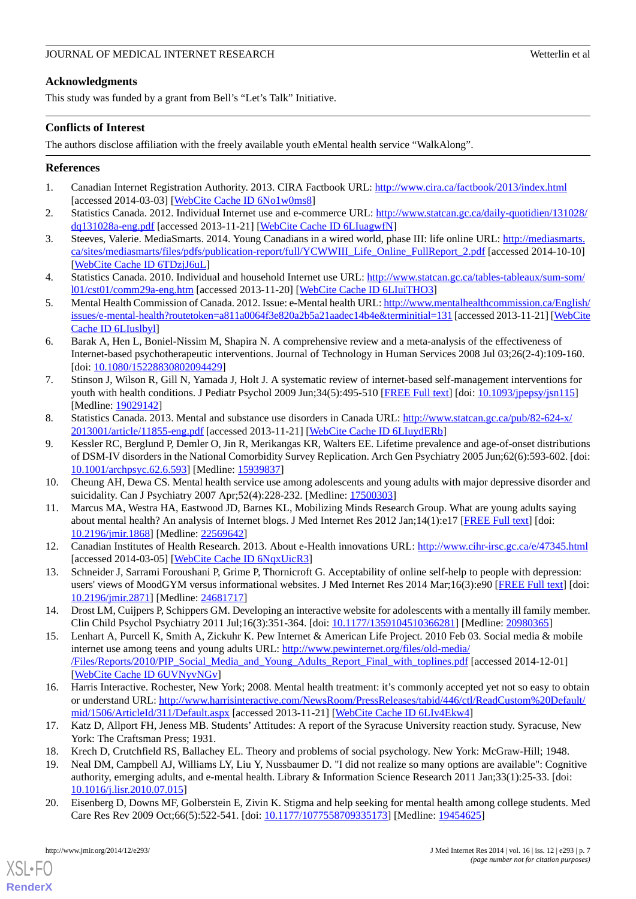## Acknowledgments

This study was funded by a grant from Bell's "Let's Talk" Initiative.

## Conflicts of Interest

The authors disclose affiliation with the freely available youth eMental health service "WalkAlong".

## References

1. Canadian Internet Registration Authority. 2013. CIRA Factbook URL: http://www.cira.ca/factbook/2013/index.html [accessed 2014-03-03] [WebCite Cache ID 6No1w0ms8]
2. Statistics Canada. 2012. Individual Internet use and e-commerce URL: http://www.statcan.gc.ca/daily-quotidien/131028/dq131028a-eng.pdf [accessed 2013-11-21] [WebCite Cache ID 6LIuagwfN]
3. Steeves, Valerie. MediaSmarts. 2014. Young Canadians in a wired world, phase III: life online URL: http://mediasmarts.ca/sites/mediasmarts/files/pdfs/publication-report/full/YCWWIII_Life_Online_FullReport_2.pdf [accessed 2014-10-10] [WebCite Cache ID 6TDzjJ6uL]
4. Statistics Canada. 2010. Individual and household Internet use URL: http://www.statcan.gc.ca/tables-tableaux/sum-som/l01/cst01/comm29a-eng.htm [accessed 2013-11-20] [WebCite Cache ID 6LIuiTHO3]
5. Mental Health Commission of Canada. 2012. Issue: e-Mental health URL: http://www.mentalhealthcommission.ca/English/issues/e-mental-health?routetoken=a811a0064f3e820a2b5a21aadec14b4e&terminitial=131 [accessed 2013-11-21] [WebCite Cache ID 6LIuslbyl]
6. Barak A, Hen L, Boniel-Nissim M, Shapira N. A comprehensive review and a meta-analysis of the effectiveness of Internet-based psychotherapeutic interventions. Journal of Technology in Human Services 2008 Jul 03;26(2-4):109-160. [doi: 10.1080/15228830802094429]
7. Stinson J, Wilson R, Gill N, Yamada J, Holt J. A systematic review of internet-based self-management interventions for youth with health conditions. J Pediatr Psychol 2009 Jun;34(5):495-510 [FREE Full text] [doi: 10.1093/jpepsy/jsn115] [Medline: 19029142]
8. Statistics Canada. 2013. Mental and substance use disorders in Canada URL: http://www.statcan.gc.ca/pub/82-624-x/2013001/article/11855-eng.pdf [accessed 2013-11-21] [WebCite Cache ID 6LIuydERb]
9. Kessler RC, Berglund P, Demler O, Jin R, Merikangas KR, Walters EE. Lifetime prevalence and age-of-onset distributions of DSM-IV disorders in the National Comorbidity Survey Replication. Arch Gen Psychiatry 2005 Jun;62(6):593-602. [doi: 10.1001/archpsyc.62.6.593] [Medline: 15939837]
10. Cheung AH, Dewa CS. Mental health service use among adolescents and young adults with major depressive disorder and suicidality. Can J Psychiatry 2007 Apr;52(4):228-232. [Medline: 17500303]
11. Marcus MA, Westra HA, Eastwood JD, Barnes KL, Mobilizing Minds Research Group. What are young adults saying about mental health? An analysis of Internet blogs. J Med Internet Res 2012 Jan;14(1):e17 [FREE Full text] [doi: 10.2196/jmir.1868] [Medline: 22569642]
12. Canadian Institutes of Health Research. 2013. About e-Health innovations URL: http://www.cihr-irsc.gc.ca/e/47345.html [accessed 2014-03-05] [WebCite Cache ID 6NqxUicR3]
13. Schneider J, Sarrami Foroushani P, Grime P, Thornicroft G. Acceptability of online self-help to people with depression: users' views of MoodGYM versus informational websites. J Med Internet Res 2014 Mar;16(3):e90 [FREE Full text] [doi: 10.2196/jmir.2871] [Medline: 24681717]
14. Drost LM, Cuijpers P, Schippers GM. Developing an interactive website for adolescents with a mentally ill family member. Clin Child Psychol Psychiatry 2011 Jul;16(3):351-364. [doi: 10.1177/1359104510366281] [Medline: 20980365]
15. Lenhart A, Purcell K, Smith A, Zickuhr K. Pew Internet & American Life Project. 2010 Feb 03. Social media & mobile internet use among teens and young adults URL: http://www.pewinternet.org/files/old-media//Files/Reports/2010/PIP_Social_Media_and_Young_Adults_Report_Final_with_toplines.pdf [accessed 2014-12-01] [WebCite Cache ID 6UVNyvNGv]
16. Harris Interactive. Rochester, New York; 2008. Mental health treatment: it's commonly accepted yet not so easy to obtain or understand URL: http://www.harrisinteractive.com/NewsRoom/PressReleases/tabid/446/ctl/ReadCustom%20Default/mid/1506/ArticleId/311/Default.aspx [accessed 2013-11-21] [WebCite Cache ID 6LIv4Ekw4]
17. Katz D, Allport FH, Jeness MB. Students' Attitudes: A report of the Syracuse University reaction study. Syracuse, New York: The Craftsman Press; 1931.
18. Krech D, Crutchfield RS, Ballachey EL. Theory and problems of social psychology. New York: McGraw-Hill; 1948.
19. Neal DM, Campbell AJ, Williams LY, Liu Y, Nussbaumer D. "I did not realize so many options are available": Cognitive authority, emerging adults, and e-mental health. Library & Information Science Research 2011 Jan;33(1):25-33. [doi: 10.1016/j.lisr.2010.07.015]
20. Eisenberg D, Downs MF, Golberstein E, Zivin K. Stigma and help seeking for mental health among college students. Med Care Res Rev 2009 Oct;66(5):522-541. [doi: 10.1177/1077558709335173] [Medline: 19454625]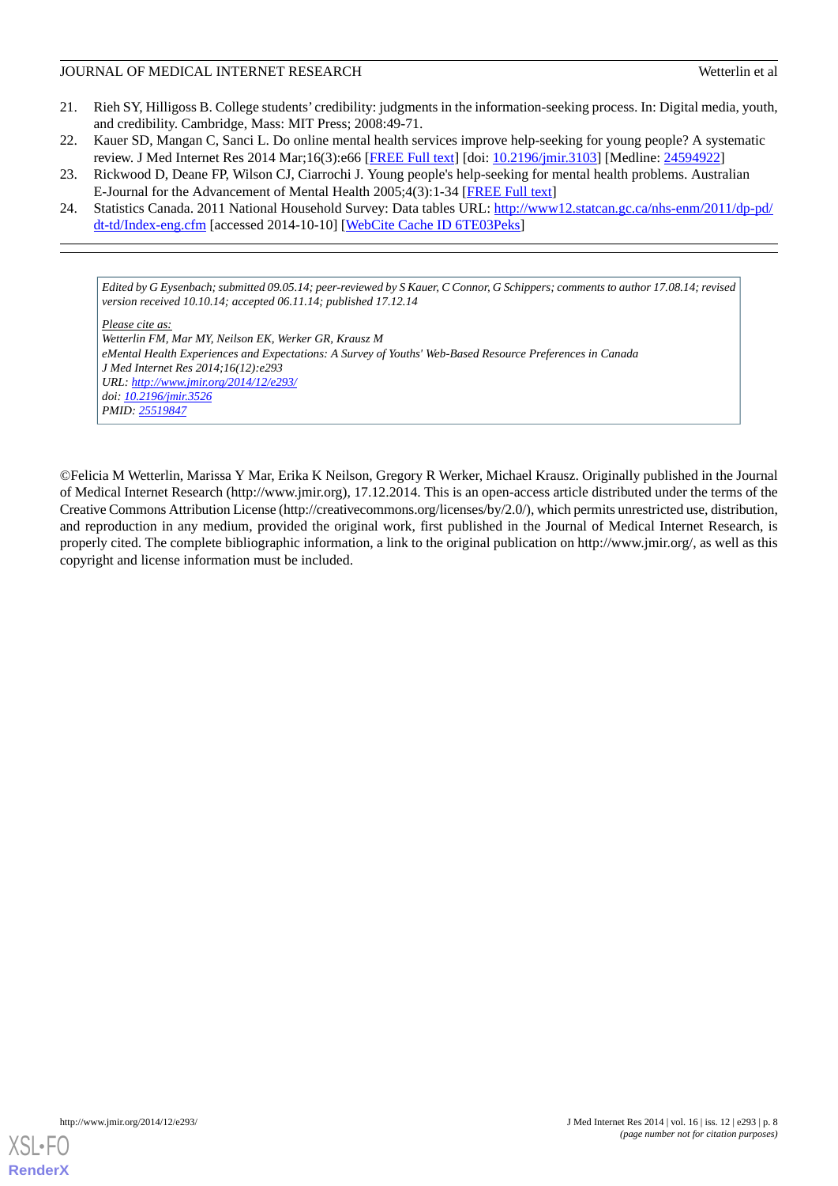21. Rieh SY, Hilligoss B. College students' credibility: judgments in the information-seeking process. In: Digital media, youth, and credibility. Cambridge, Mass: MIT Press; 2008:49-71.
22. Kauer SD, Mangan C, Sanci L. Do online mental health services improve help-seeking for young people? A systematic review. J Med Internet Res 2014 Mar;16(3):e66 [FREE Full text] [doi: 10.2196/jmir.3103] [Medline: 24594922]
23. Rickwood D, Deane FP, Wilson CJ, Ciarrochi J. Young people's help-seeking for mental health problems. Australian E-Journal for the Advancement of Mental Health 2005;4(3):1-34 [FREE Full text]
24. Statistics Canada. 2011 National Household Survey: Data tables URL: http://www12.statcan.gc.ca/nhs-enm/2011/dp-pd/dt-td/Index-eng.cfm [accessed 2014-10-10] [WebCite Cache ID 6TE03Peks]

*Edited by G Eysenbach; submitted 09.05.14; peer-reviewed by S Kauer, C Connor, G Schippers; comments to author 17.08.14; revised version received 10.10.14; accepted 06.11.14; published 17.12.14*

*Please cite as:*
*Wetterlin FM, Mar MY, Neilson EK, Werker GR, Krausz M*
*eMental Health Experiences and Expectations: A Survey of Youths' Web-Based Resource Preferences in Canada*
*J Med Internet Res 2014;16(12):e293*
*URL: http://www.jmir.org/2014/12/e293/*
*doi: 10.2196/jmir.3526*
*PMID: 25519847*

©Felicia M Wetterlin, Marissa Y Mar, Erika K Neilson, Gregory R Werker, Michael Krausz. Originally published in the Journal of Medical Internet Research (http://www.jmir.org), 17.12.2014. This is an open-access article distributed under the terms of the Creative Commons Attribution License (http://creativecommons.org/licenses/by/2.0/), which permits unrestricted use, distribution, and reproduction in any medium, provided the original work, first published in the Journal of Medical Internet Research, is properly cited. The complete bibliographic information, a link to the original publication on http://www.jmir.org/, as well as this copyright and license information must be included.